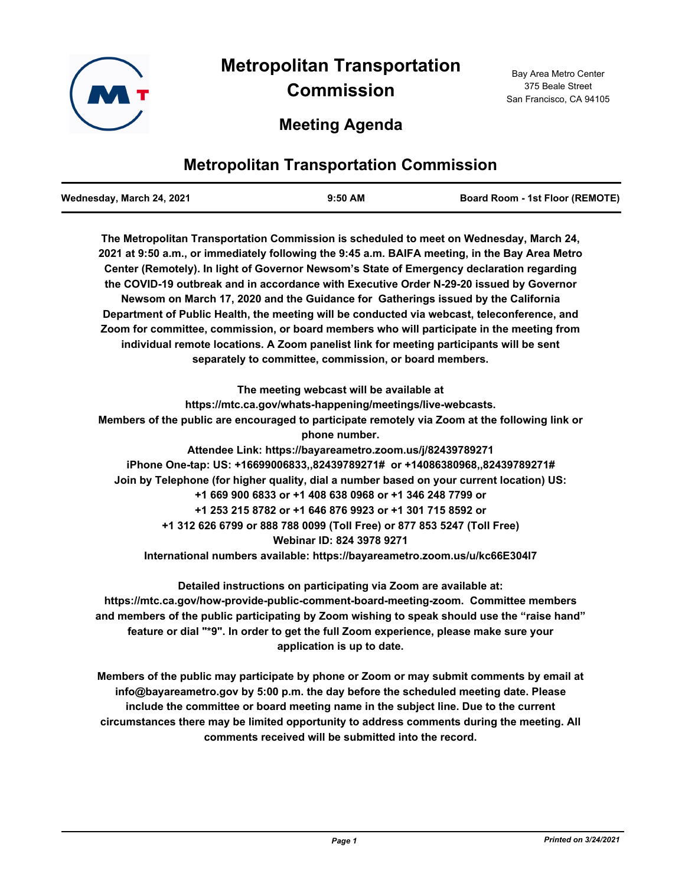# Metropolitan Transportation Commission

Bay Area Metro Center
375 Beale Street
San Francisco, CA 94105

## Meeting Agenda

## Metropolitan Transportation Commission

| Wednesday, March 24, 2021 | 9:50 AM | Board Room - 1st Floor (REMOTE) |
| --- | --- | --- |

**The Metropolitan Transportation Commission is scheduled to meet on Wednesday, March 24, 2021 at 9:50 a.m., or immediately following the 9:45 a.m. BAIFA meeting, in the Bay Area Metro Center (Remotely). In light of Governor Newsom's State of Emergency declaration regarding the COVID-19 outbreak and in accordance with Executive Order N-29-20 issued by Governor Newsom on March 17, 2020 and the Guidance for Gatherings issued by the California Department of Public Health, the meeting will be conducted via webcast, teleconference, and Zoom for committee, commission, or board members who will participate in the meeting from individual remote locations. A Zoom panelist link for meeting participants will be sent separately to committee, commission, or board members.**

**The meeting webcast will be available at https://mtc.ca.gov/whats-happening/meetings/live-webcasts.**
**Members of the public are encouraged to participate remotely via Zoom at the following link or phone number.**
**Attendee Link: https://bayareametro.zoom.us/j/82439789271**
**iPhone One-tap: US: +16699006833,,82439789271# or +14086380968,,82439789271#**
**Join by Telephone (for higher quality, dial a number based on your current location) US:**
**+1 669 900 6833 or +1 408 638 0968 or +1 346 248 7799 or**
**+1 253 215 8782 or +1 646 876 9923 or +1 301 715 8592 or**
**+1 312 626 6799 or 888 788 0099 (Toll Free) or 877 853 5247 (Toll Free)**
**Webinar ID: 824 3978 9271**
**International numbers available: https://bayareametro.zoom.us/u/kc66E304l7**

**Detailed instructions on participating via Zoom are available at: https://mtc.ca.gov/how-provide-public-comment-board-meeting-zoom. Committee members and members of the public participating by Zoom wishing to speak should use the "raise hand" feature or dial "*9". In order to get the full Zoom experience, please make sure your application is up to date.**

**Members of the public may participate by phone or Zoom or may submit comments by email at info@bayareametro.gov by 5:00 p.m. the day before the scheduled meeting date. Please include the committee or board meeting name in the subject line. Due to the current circumstances there may be limited opportunity to address comments during the meeting. All comments received will be submitted into the record.**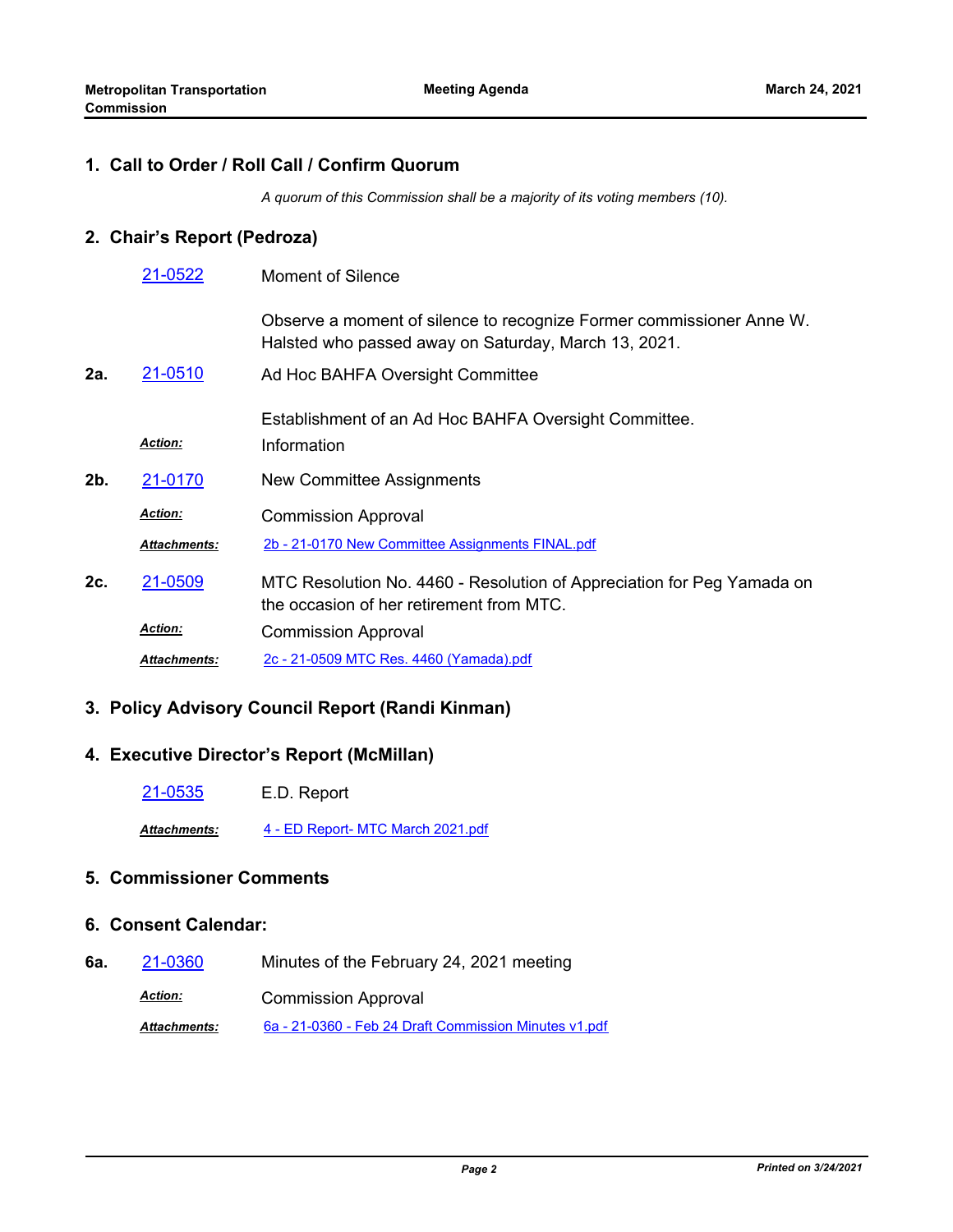## 1. Call to Order / Roll Call / Confirm Quorum

*A quorum of this Commission shall be a majority of its voting members (10).*

## 2. Chair's Report (Pedroza)

21-0522 Moment of Silence

Observe a moment of silence to recognize Former commissioner Anne W. Halsted who passed away on Saturday, March 13, 2021.

**2a.** 21-0510 Ad Hoc BAHFA Oversight Committee

Establishment of an Ad Hoc BAHFA Oversight Committee.

***Action:*** Information

**2b.** 21-0170 New Committee Assignments

***Action:*** Commission Approval

***Attachments:*** 2b - 21-0170 New Committee Assignments FINAL.pdf

**2c.** 21-0509 MTC Resolution No. 4460 - Resolution of Appreciation for Peg Yamada on the occasion of her retirement from MTC.

***Action:*** Commission Approval

***Attachments:*** 2c - 21-0509 MTC Res. 4460 (Yamada).pdf

## 3. Policy Advisory Council Report (Randi Kinman)

## 4. Executive Director's Report (McMillan)

21-0535 E.D. Report

***Attachments:*** 4 - ED Report- MTC March 2021.pdf

## 5. Commissioner Comments

## 6. Consent Calendar:

**6a.** 21-0360 Minutes of the February 24, 2021 meeting

***Action:*** Commission Approval

***Attachments:*** 6a - 21-0360 - Feb 24 Draft Commission Minutes v1.pdf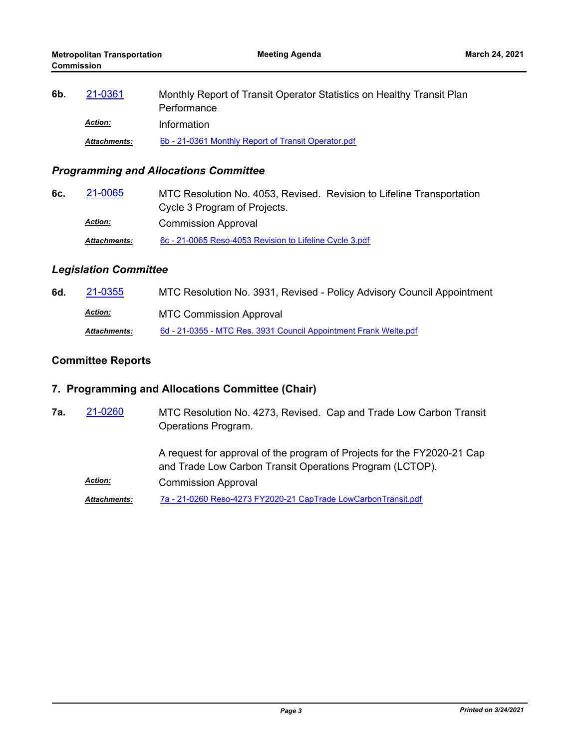**6b.** 21-0361 Monthly Report of Transit Operator Statistics on Healthy Transit Plan Performance

*Action:* Information

*Attachments:* 6b - 21-0361 Monthly Report of Transit Operator.pdf

### *Programming and Allocations Committee*

**6c.** 21-0065 MTC Resolution No. 4053, Revised. Revision to Lifeline Transportation Cycle 3 Program of Projects.

*Action:* Commission Approval

*Attachments:* 6c - 21-0065 Reso-4053 Revision to Lifeline Cycle 3.pdf

### *Legislation Committee*

**6d.** 21-0355 MTC Resolution No. 3931, Revised - Policy Advisory Council Appointment

*Action:* MTC Commission Approval

*Attachments:* 6d - 21-0355 - MTC Res. 3931 Council Appointment Frank Welte.pdf

## Committee Reports

## 7. Programming and Allocations Committee (Chair)

**7a.** 21-0260 MTC Resolution No. 4273, Revised. Cap and Trade Low Carbon Transit Operations Program.

A request for approval of the program of Projects for the FY2020-21 Cap and Trade Low Carbon Transit Operations Program (LCTOP).

*Action:* Commission Approval

*Attachments:* 7a - 21-0260 Reso-4273 FY2020-21 CapTrade LowCarbonTransit.pdf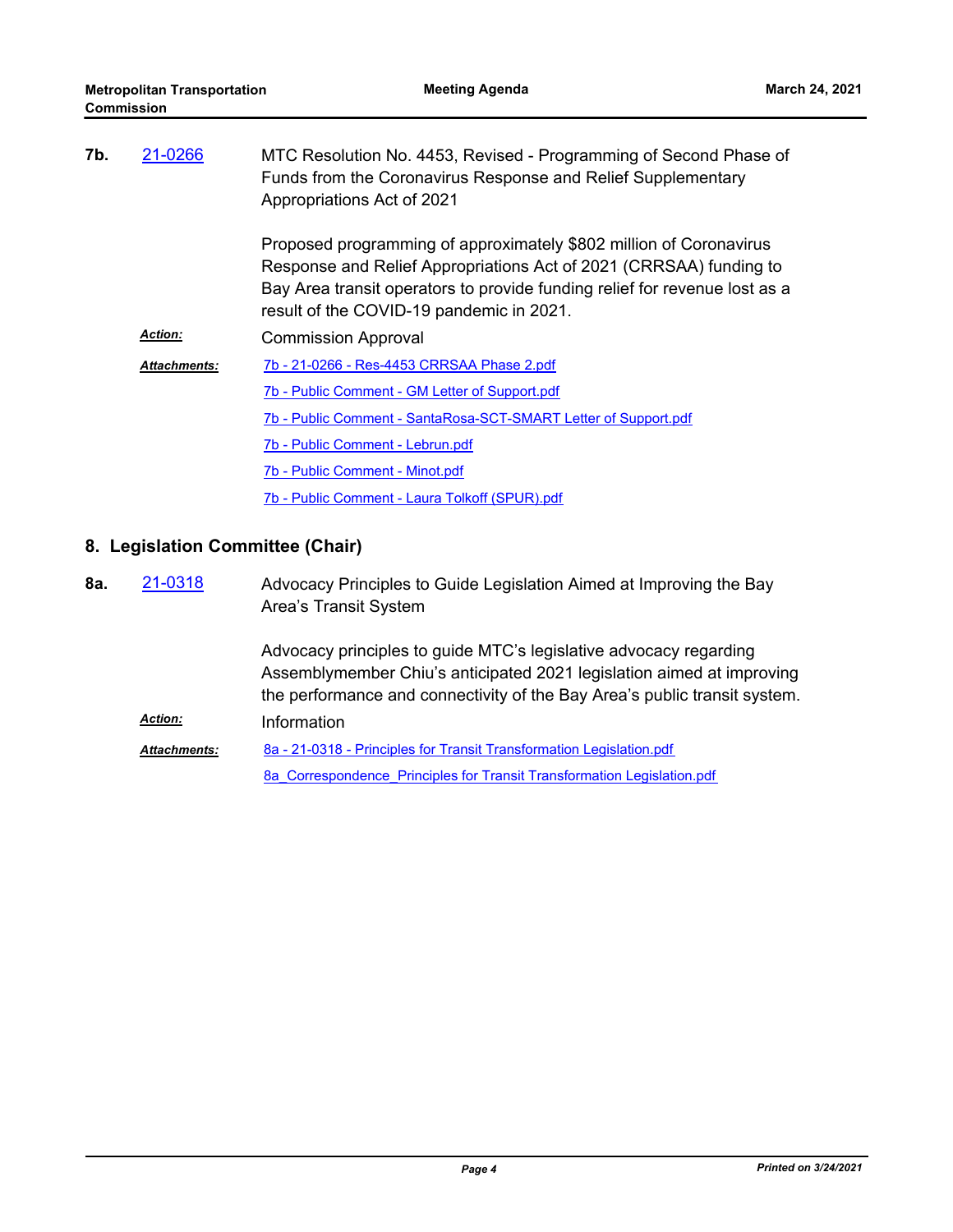**7b.** 21-0266 MTC Resolution No. 4453, Revised - Programming of Second Phase of Funds from the Coronavirus Response and Relief Supplementary Appropriations Act of 2021

Proposed programming of approximately $802 million of Coronavirus Response and Relief Appropriations Act of 2021 (CRRSAA) funding to Bay Area transit operators to provide funding relief for revenue lost as a result of the COVID-19 pandemic in 2021.

***Action:*** Commission Approval

***Attachments:*** 7b - 21-0266 - Res-4453 CRRSAA Phase 2.pdf

7b - Public Comment - GM Letter of Support.pdf

7b - Public Comment - SantaRosa-SCT-SMART Letter of Support.pdf

7b - Public Comment - Lebrun.pdf

7b - Public Comment - Minot.pdf

7b - Public Comment - Laura Tolkoff (SPUR).pdf

## 8. Legislation Committee (Chair)

**8a.** 21-0318 Advocacy Principles to Guide Legislation Aimed at Improving the Bay Area's Transit System

Advocacy principles to guide MTC's legislative advocacy regarding Assemblymember Chiu's anticipated 2021 legislation aimed at improving the performance and connectivity of the Bay Area's public transit system.

***Action:*** Information

***Attachments:*** 8a - 21-0318 - Principles for Transit Transformation Legislation.pdf

8a_Correspondence_Principles for Transit Transformation Legislation.pdf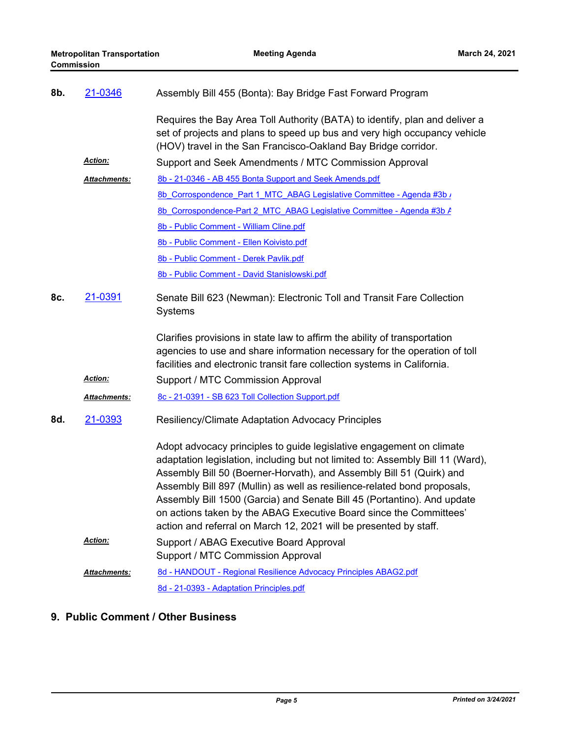**8b.** 21-0346 Assembly Bill 455 (Bonta): Bay Bridge Fast Forward Program

Requires the Bay Area Toll Authority (BATA) to identify, plan and deliver a set of projects and plans to speed up bus and very high occupancy vehicle (HOV) travel in the San Francisco-Oakland Bay Bridge corridor.

***Action:*** Support and Seek Amendments / MTC Commission Approval

***Attachments:***
- 8b - 21-0346 - AB 455 Bonta Support and Seek Amends.pdf
- 8b_Corrospondence_Part 1_MTC_ABAG Legislative Committee - Agenda #3b /
- 8b_Corrospondence-Part 2_MTC_ABAG Legislative Committee - Agenda #3b A
- 8b - Public Comment - William Cline.pdf
- 8b - Public Comment - Ellen Koivisto.pdf
- 8b - Public Comment - Derek Pavlik.pdf
- 8b - Public Comment - David Stanislowski.pdf

**8c.** 21-0391 Senate Bill 623 (Newman): Electronic Toll and Transit Fare Collection Systems

Clarifies provisions in state law to affirm the ability of transportation agencies to use and share information necessary for the operation of toll facilities and electronic transit fare collection systems in California.

***Action:*** Support / MTC Commission Approval

***Attachments:***
- 8c - 21-0391 - SB 623 Toll Collection Support.pdf

**8d.** 21-0393 Resiliency/Climate Adaptation Advocacy Principles

Adopt advocacy principles to guide legislative engagement on climate adaptation legislation, including but not limited to: Assembly Bill 11 (Ward), Assembly Bill 50 (Boerner-Horvath), and Assembly Bill 51 (Quirk) and Assembly Bill 897 (Mullin) as well as resilience-related bond proposals, Assembly Bill 1500 (Garcia) and Senate Bill 45 (Portantino). And update on actions taken by the ABAG Executive Board since the Committees' action and referral on March 12, 2021 will be presented by staff.

***Action:*** Support / ABAG Executive Board Approval
Support / MTC Commission Approval

***Attachments:***
- 8d - HANDOUT - Regional Resilience Advocacy Principles ABAG2.pdf
- 8d - 21-0393 - Adaptation Principles.pdf

## 9. Public Comment / Other Business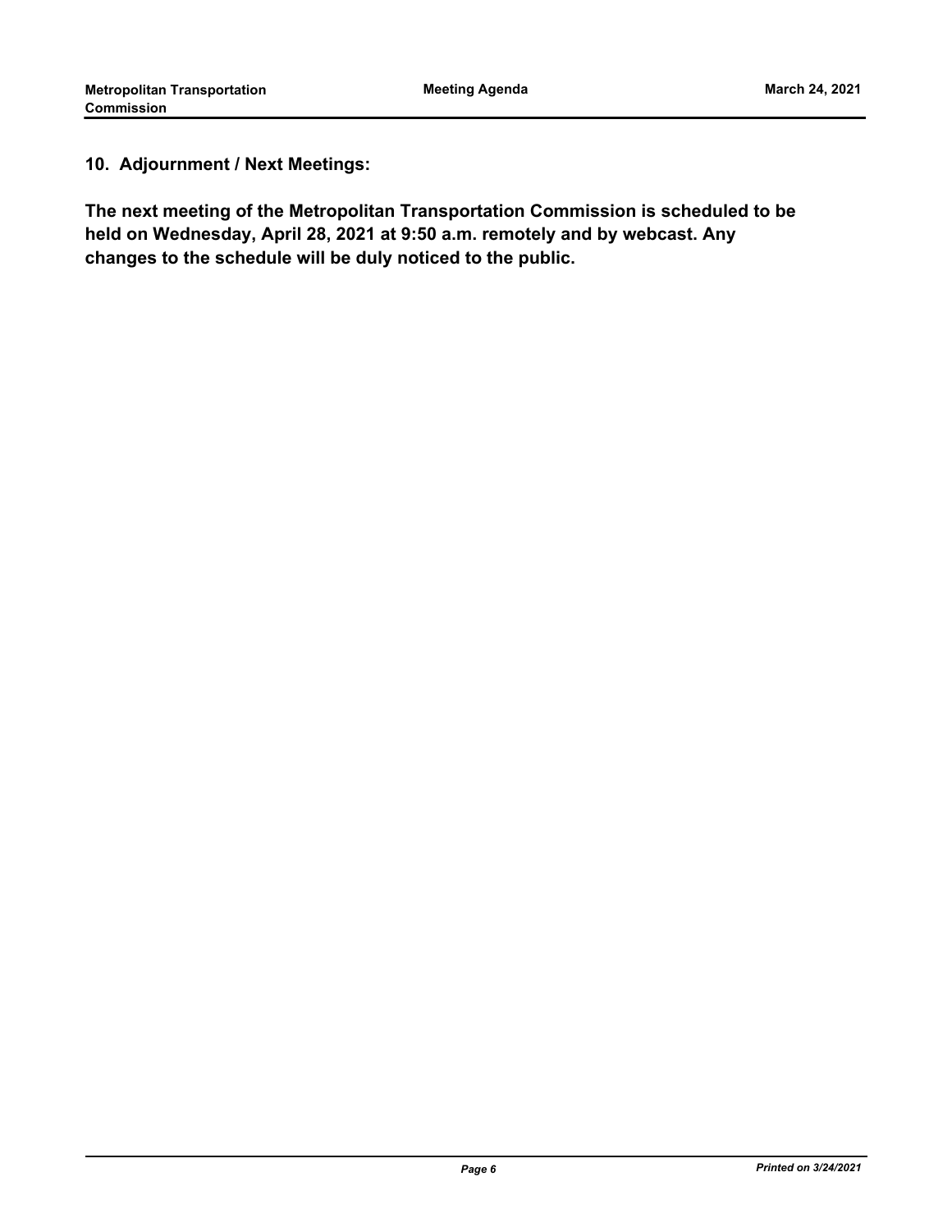## 10. Adjournment / Next Meetings:

**The next meeting of the Metropolitan Transportation Commission is scheduled to be held on Wednesday, April 28, 2021 at 9:50 a.m. remotely and by webcast. Any changes to the schedule will be duly noticed to the public.**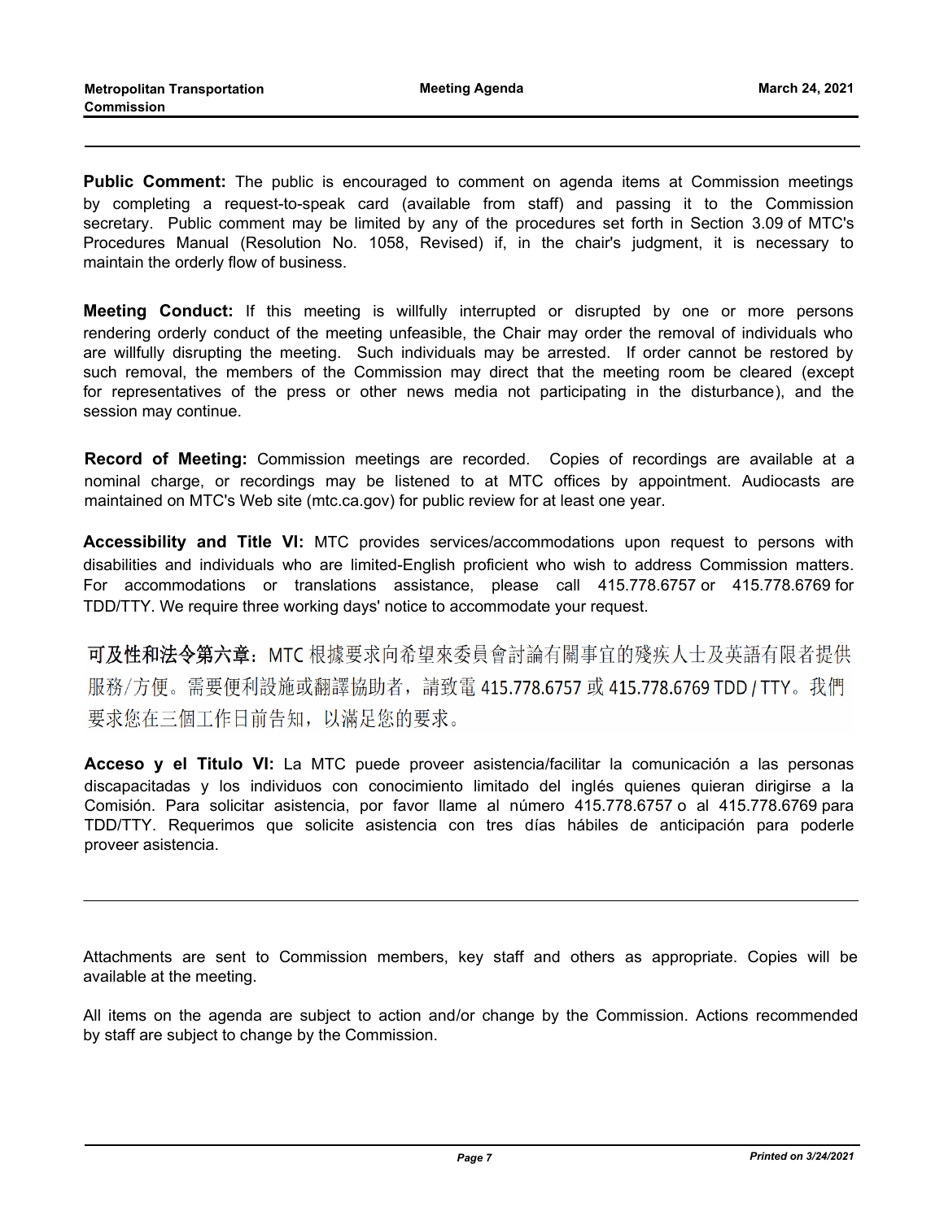**Public Comment:** The public is encouraged to comment on agenda items at Commission meetings by completing a request-to-speak card (available from staff) and passing it to the Commission secretary. Public comment may be limited by any of the procedures set forth in Section 3.09 of MTC's Procedures Manual (Resolution No. 1058, Revised) if, in the chair's judgment, it is necessary to maintain the orderly flow of business.

**Meeting Conduct:** If this meeting is willfully interrupted or disrupted by one or more persons rendering orderly conduct of the meeting unfeasible, the Chair may order the removal of individuals who are willfully disrupting the meeting. Such individuals may be arrested. If order cannot be restored by such removal, the members of the Commission may direct that the meeting room be cleared (except for representatives of the press or other news media not participating in the disturbance), and the session may continue.

**Record of Meeting:** Commission meetings are recorded. Copies of recordings are available at a nominal charge, or recordings may be listened to at MTC offices by appointment. Audiocasts are maintained on MTC's Web site (mtc.ca.gov) for public review for at least one year.

**Accessibility and Title VI:** MTC provides services/accommodations upon request to persons with disabilities and individuals who are limited-English proficient who wish to address Commission matters. For accommodations or translations assistance, please call 415.778.6757 or 415.778.6769 for TDD/TTY. We require three working days' notice to accommodate your request.

**可及性和法令第六章**：MTC 根據要求向希望來委員會討論有關事宜的殘疾人士及英語有限者提供服務/方便。需要便利設施或翻譯協助者，請致電 415.778.6757 或 415.778.6769 TDD / TTY。我們要求您在三個工作日前告知，以滿足您的要求。

**Acceso y el Titulo VI:** La MTC puede proveer asistencia/facilitar la comunicación a las personas discapacitadas y los individuos con conocimiento limitado del inglés quienes quieran dirigirse a la Comisión. Para solicitar asistencia, por favor llame al número 415.778.6757 o al 415.778.6769 para TDD/TTY. Requerimos que solicite asistencia con tres días hábiles de anticipación para poderle proveer asistencia.

---

Attachments are sent to Commission members, key staff and others as appropriate. Copies will be available at the meeting.

All items on the agenda are subject to action and/or change by the Commission. Actions recommended by staff are subject to change by the Commission.